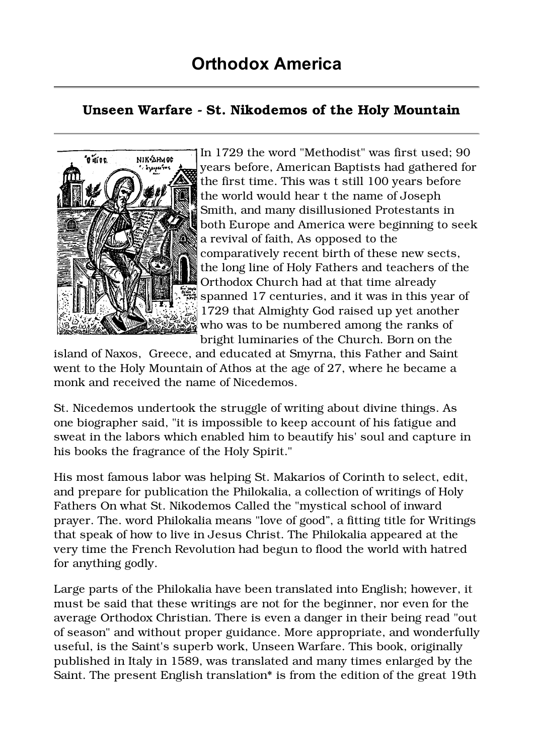# Orthodox America

## Unseen Warfare - St. Nikodemos of the Holy Mountain

In 1729 the word "Methodist" was first used; 90 years before, American Baptists had gathered for the first time. This was t still 100 years before the world would hear t the name of Joseph Smith, and many disillusioned Protestants in both Europe and America were beginning to seek a revival of faith, As opposed to the comparatively recent birth of these new sects, the long line of Holy Fathers and teachers of the Orthodox Church had at that time already spanned 17 centuries, and it was in this year of 1729 that Almighty God raised up yet another who was to be numbered among the ranks of bright luminaries of the Church. Born on the island of Naxos, Greece, and educated at Smyrna, this Father and Saint went to the Holy Mountain of Athos at the age of 27, where he became a monk and received the name of Nicedemos.

St. Nicedemos undertook the struggle of writing about divine things. As one biographer said, "it is impossible to keep account of his fatigue and sweat in the labors which enabled him to beautify his' soul and capture in his books the fragrance of the Holy Spirit."

His most famous labor was helping St. Makarios of Corinth to select, edit, and prepare for publication the Philokalia, a collection of writings of Holy Fathers On what St. Nikodemos Called the "mystical school of inward prayer. The. word Philokalia means "love of good", a fitting title for Writings that speak of how to live in Jesus Christ. The Philokalia appeared at the very time the French Revolution had begun to flood the world with hatred for anything godly.

Large parts of the Philokalia have been translated into English; however, it must be said that these writings are not for the beginner, nor even for the average Orthodox Christian. There is even a danger in their being read "out of season" and without proper guidance. More appropriate, and wonderfully useful, is the Saint's superb work, Unseen Warfare. This book, originally published in Italy in 1589, was translated and many times enlarged by the Saint. The present English translation* is from the edition of the great 19th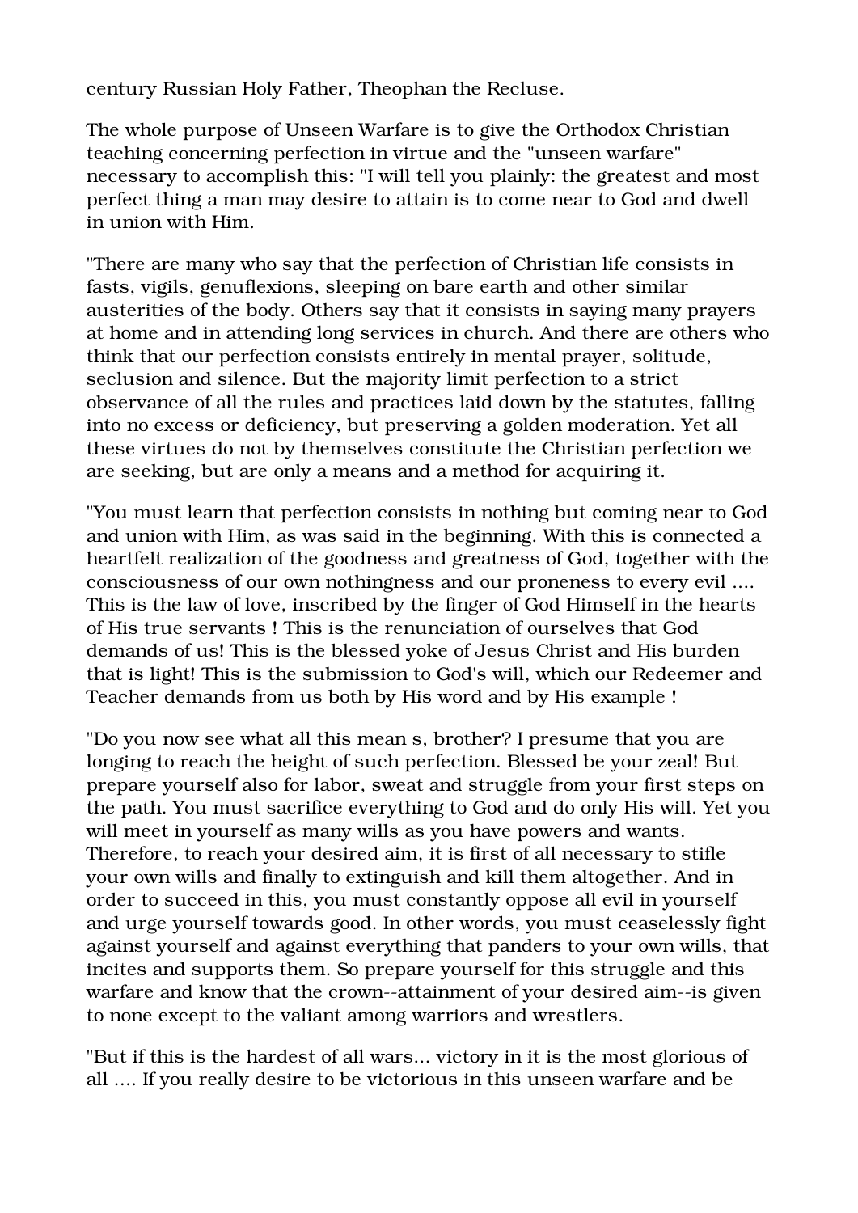century Russian Holy Father, Theophan the Recluse.

The whole purpose of Unseen Warfare is to give the Orthodox Christian teaching concerning perfection in virtue and the "unseen warfare" necessary to accomplish this: "I will tell you plainly: the greatest and most perfect thing a man may desire to attain is to come near to God and dwell in union with Him.

"There are many who say that the perfection of Christian life consists in fasts, vigils, genuflexions, sleeping on bare earth and other similar austerities of the body. Others say that it consists in saying many prayers at home and in attending long services in church. And there are others who think that our perfection consists entirely in mental prayer, solitude, seclusion and silence. But the majority limit perfection to a strict observance of all the rules and practices laid down by the statutes, falling into no excess or deficiency, but preserving a golden moderation. Yet all these virtues do not by themselves constitute the Christian perfection we are seeking, but are only a means and a method for acquiring it.

"You must learn that perfection consists in nothing but coming near to God and union with Him, as was said in the beginning. With this is connected a heartfelt realization of the goodness and greatness of God, together with the consciousness of our own nothingness and our proneness to every evil .... This is the law of love, inscribed by the finger of God Himself in the hearts of His true servants ! This is the renunciation of ourselves that God demands of us! This is the blessed yoke of Jesus Christ and His burden that is light! This is the submission to God's will, which our Redeemer and Teacher demands from us both by His word and by His example !

"Do you now see what all this mean s, brother? I presume that you are longing to reach the height of such perfection. Blessed be your zeal! But prepare yourself also for labor, sweat and struggle from your first steps on the path. You must sacrifice everything to God and do only His will. Yet you will meet in yourself as many wills as you have powers and wants. Therefore, to reach your desired aim, it is first of all necessary to stifle your own wills and finally to extinguish and kill them altogether. And in order to succeed in this, you must constantly oppose all evil in yourself and urge yourself towards good. In other words, you must ceaselessly fight against yourself and against everything that panders to your own wills, that incites and supports them. So prepare yourself for this struggle and this warfare and know that the crown--attainment of your desired aim--is given to none except to the valiant among warriors and wrestlers.

"But if this is the hardest of all wars... victory in it is the most glorious of all .... If you really desire to be victorious in this unseen warfare and be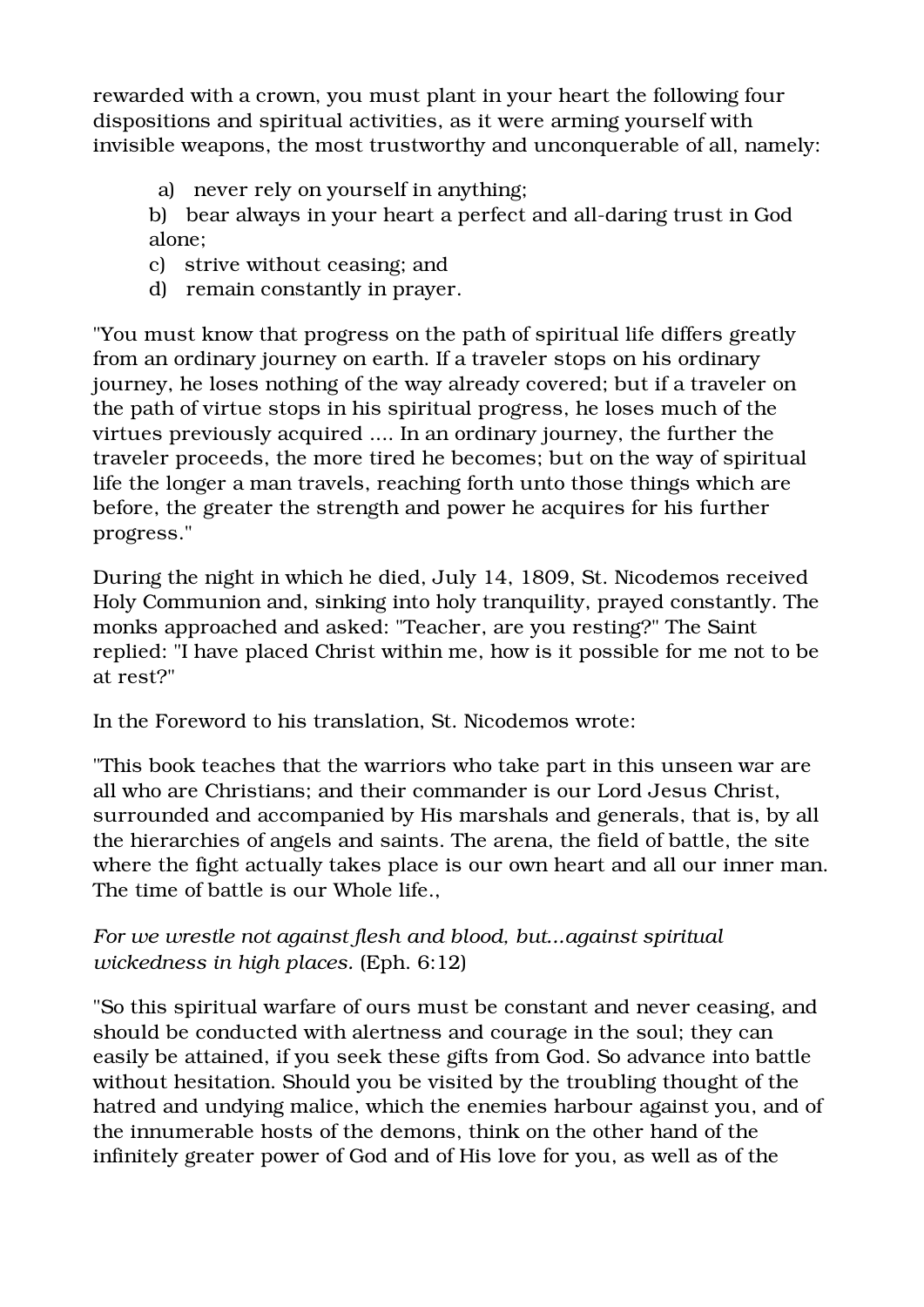rewarded with a crown, you must plant in your heart the following four dispositions and spiritual activities, as it were arming yourself with invisible weapons, the most trustworthy and unconquerable of all, namely:

a) never rely on yourself in anything;
b) bear always in your heart a perfect and all-daring trust in God alone;
c) strive without ceasing; and
d) remain constantly in prayer.

"You must know that progress on the path of spiritual life differs greatly from an ordinary journey on earth. If a traveler stops on his ordinary journey, he loses nothing of the way already covered; but if a traveler on the path of virtue stops in his spiritual progress, he loses much of the virtues previously acquired .... In an ordinary journey, the further the traveler proceeds, the more tired he becomes; but on the way of spiritual life the longer a man travels, reaching forth unto those things which are before, the greater the strength and power he acquires for his further progress."

During the night in which he died, July 14, 1809, St. Nicodemos received Holy Communion and, sinking into holy tranquility, prayed constantly. The monks approached and asked: "Teacher, are you resting?" The Saint replied: "I have placed Christ within me, how is it possible for me not to be at rest?"

In the Foreword to his translation, St. Nicodemos wrote:

"This book teaches that the warriors who take part in this unseen war are all who are Christians; and their commander is our Lord Jesus Christ, surrounded and accompanied by His marshals and generals, that is, by all the hierarchies of angels and saints. The arena, the field of battle, the site where the fight actually takes place is our own heart and all our inner man. The time of battle is our Whole life.,

*For we wrestle not against flesh and blood, but...against spiritual wickedness in high places.* (Eph. 6:12)

"So this spiritual warfare of ours must be constant and never ceasing, and should be conducted with alertness and courage in the soul; they can easily be attained, if you seek these gifts from God. So advance into battle without hesitation. Should you be visited by the troubling thought of the hatred and undying malice, which the enemies harbour against you, and of the innumerable hosts of the demons, think on the other hand of the infinitely greater power of God and of His love for you, as well as of the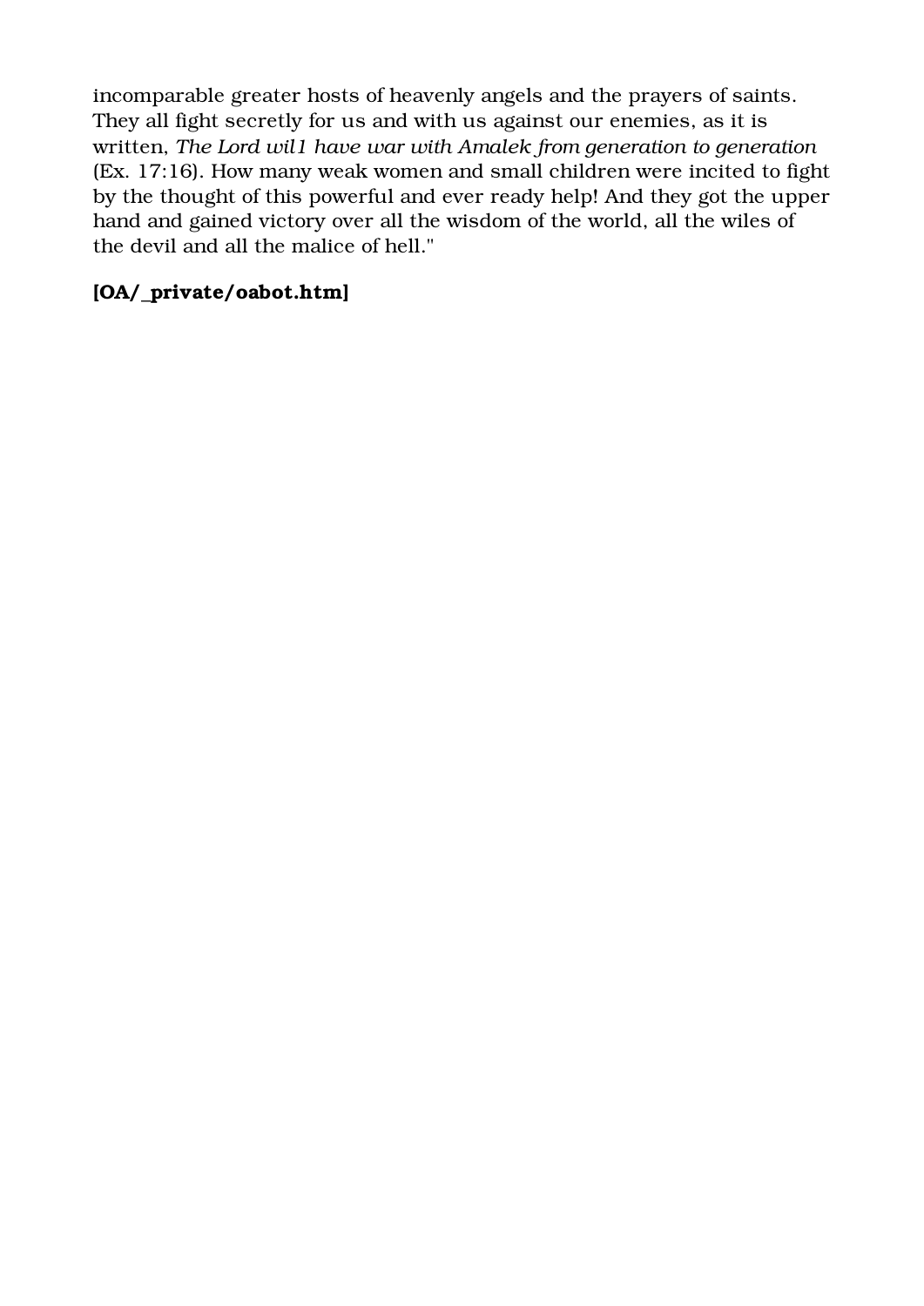incomparable greater hosts of heavenly angels and the prayers of saints. They all fight secretly for us and with us against our enemies, as it is written, *The Lord wil1 have war with Amalek from generation to generation* (Ex. 17:16). How many weak women and small children were incited to fight by the thought of this powerful and ever ready help! And they got the upper hand and gained victory over all the wisdom of the world, all the wiles of the devil and all the malice of hell."

**[OA/_private/oabot.htm]**